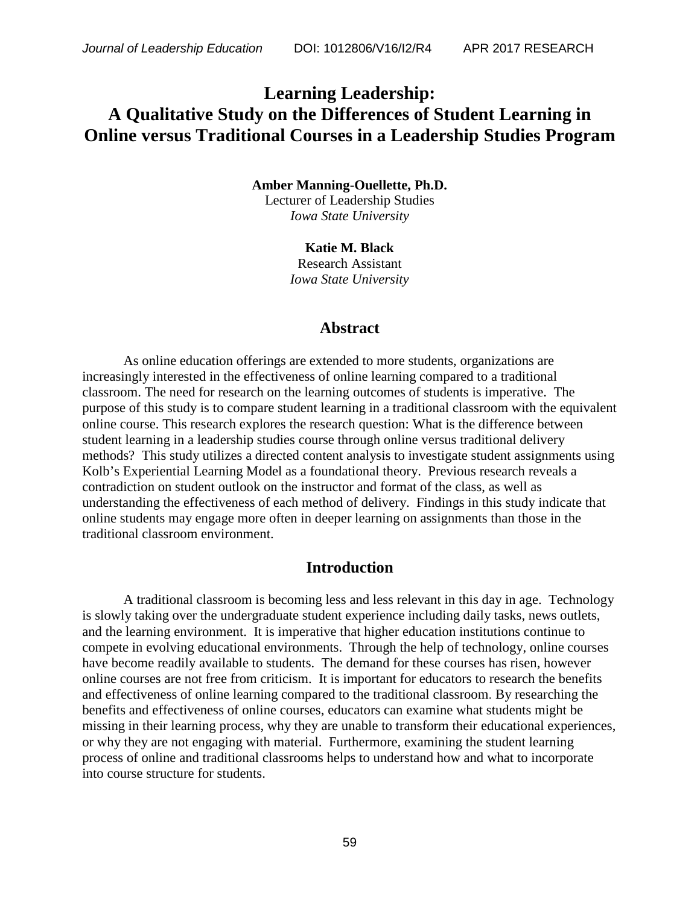# Learning Leadership: A Qualitative Study on the Differences of Student Learning in Online versus Traditional Courses in a Leadership Studies Program

**Amber Manning-Ouellette, Ph.D.**
Lecturer of Leadership Studies
*Iowa State University*

**Katie M. Black**
Research Assistant
*Iowa State University*

## Abstract

As online education offerings are extended to more students, organizations are increasingly interested in the effectiveness of online learning compared to a traditional classroom. The need for research on the learning outcomes of students is imperative. The purpose of this study is to compare student learning in a traditional classroom with the equivalent online course. This research explores the research question: What is the difference between student learning in a leadership studies course through online versus traditional delivery methods? This study utilizes a directed content analysis to investigate student assignments using Kolb's Experiential Learning Model as a foundational theory. Previous research reveals a contradiction on student outlook on the instructor and format of the class, as well as understanding the effectiveness of each method of delivery. Findings in this study indicate that online students may engage more often in deeper learning on assignments than those in the traditional classroom environment.

## Introduction

A traditional classroom is becoming less and less relevant in this day in age. Technology is slowly taking over the undergraduate student experience including daily tasks, news outlets, and the learning environment. It is imperative that higher education institutions continue to compete in evolving educational environments. Through the help of technology, online courses have become readily available to students. The demand for these courses has risen, however online courses are not free from criticism. It is important for educators to research the benefits and effectiveness of online learning compared to the traditional classroom. By researching the benefits and effectiveness of online courses, educators can examine what students might be missing in their learning process, why they are unable to transform their educational experiences, or why they are not engaging with material. Furthermore, examining the student learning process of online and traditional classrooms helps to understand how and what to incorporate into course structure for students.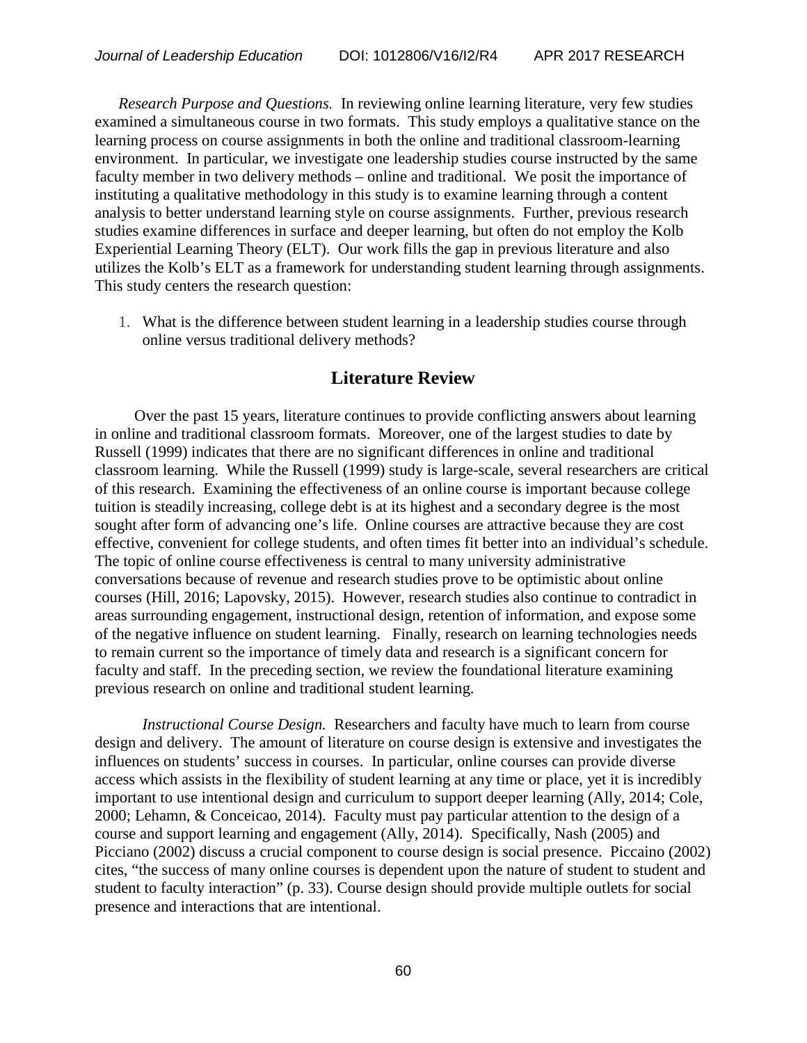*Research Purpose and Questions.* In reviewing online learning literature, very few studies examined a simultaneous course in two formats. This study employs a qualitative stance on the learning process on course assignments in both the online and traditional classroom-learning environment. In particular, we investigate one leadership studies course instructed by the same faculty member in two delivery methods – online and traditional. We posit the importance of instituting a qualitative methodology in this study is to examine learning through a content analysis to better understand learning style on course assignments. Further, previous research studies examine differences in surface and deeper learning, but often do not employ the Kolb Experiential Learning Theory (ELT). Our work fills the gap in previous literature and also utilizes the Kolb's ELT as a framework for understanding student learning through assignments. This study centers the research question:

1. What is the difference between student learning in a leadership studies course through online versus traditional delivery methods?

## Literature Review

Over the past 15 years, literature continues to provide conflicting answers about learning in online and traditional classroom formats. Moreover, one of the largest studies to date by Russell (1999) indicates that there are no significant differences in online and traditional classroom learning. While the Russell (1999) study is large-scale, several researchers are critical of this research. Examining the effectiveness of an online course is important because college tuition is steadily increasing, college debt is at its highest and a secondary degree is the most sought after form of advancing one's life. Online courses are attractive because they are cost effective, convenient for college students, and often times fit better into an individual's schedule. The topic of online course effectiveness is central to many university administrative conversations because of revenue and research studies prove to be optimistic about online courses (Hill, 2016; Lapovsky, 2015). However, research studies also continue to contradict in areas surrounding engagement, instructional design, retention of information, and expose some of the negative influence on student learning. Finally, research on learning technologies needs to remain current so the importance of timely data and research is a significant concern for faculty and staff. In the preceding section, we review the foundational literature examining previous research on online and traditional student learning.

*Instructional Course Design.* Researchers and faculty have much to learn from course design and delivery. The amount of literature on course design is extensive and investigates the influences on students' success in courses. In particular, online courses can provide diverse access which assists in the flexibility of student learning at any time or place, yet it is incredibly important to use intentional design and curriculum to support deeper learning (Ally, 2014; Cole, 2000; Lehamn, & Conceicao, 2014). Faculty must pay particular attention to the design of a course and support learning and engagement (Ally, 2014). Specifically, Nash (2005) and Picciano (2002) discuss a crucial component to course design is social presence. Piccaino (2002) cites, "the success of many online courses is dependent upon the nature of student to student and student to faculty interaction" (p. 33). Course design should provide multiple outlets for social presence and interactions that are intentional.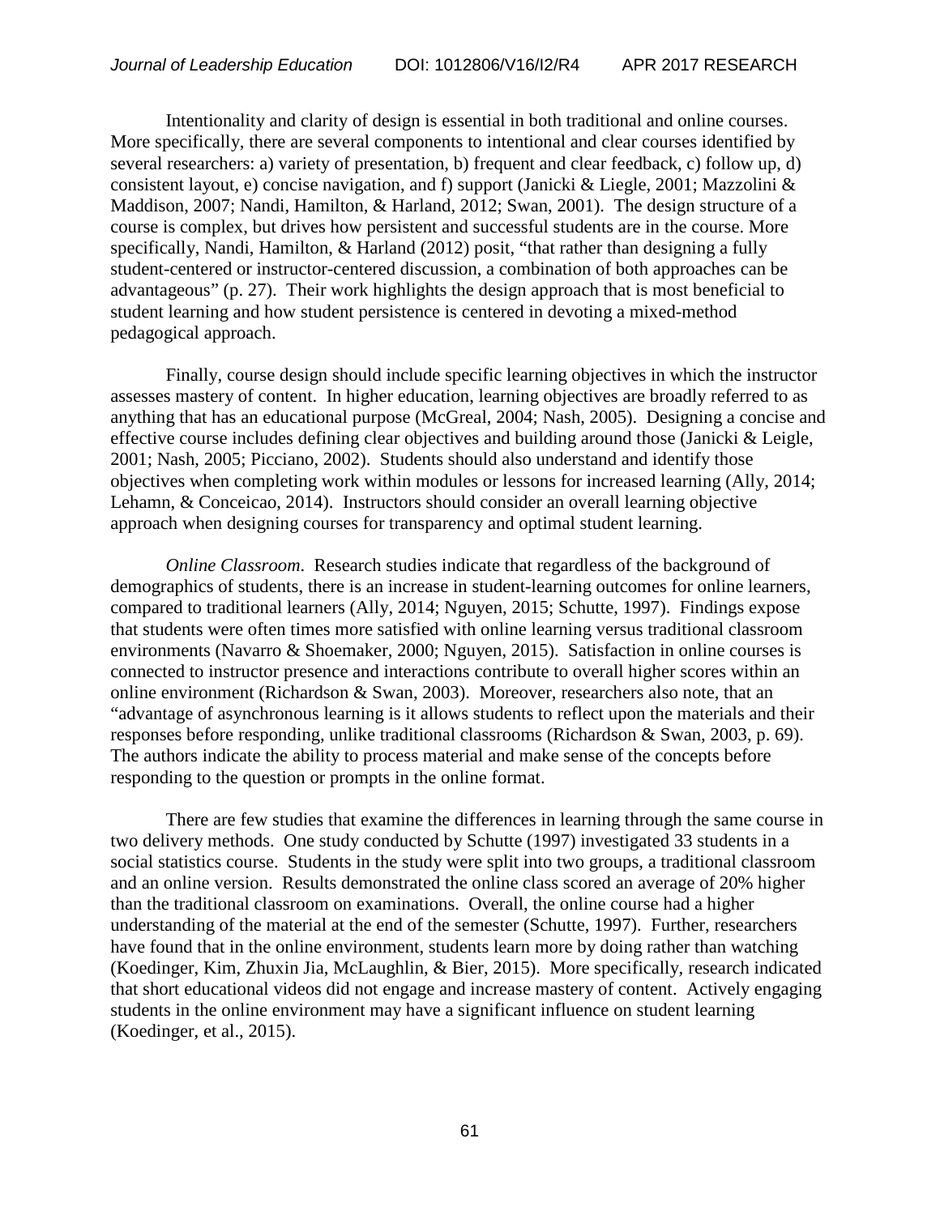Intentionality and clarity of design is essential in both traditional and online courses. More specifically, there are several components to intentional and clear courses identified by several researchers: a) variety of presentation, b) frequent and clear feedback, c) follow up, d) consistent layout, e) concise navigation, and f) support (Janicki & Liegle, 2001; Mazzolini & Maddison, 2007; Nandi, Hamilton, & Harland, 2012; Swan, 2001). The design structure of a course is complex, but drives how persistent and successful students are in the course. More specifically, Nandi, Hamilton, & Harland (2012) posit, "that rather than designing a fully student-centered or instructor-centered discussion, a combination of both approaches can be advantageous" (p. 27). Their work highlights the design approach that is most beneficial to student learning and how student persistence is centered in devoting a mixed-method pedagogical approach.

Finally, course design should include specific learning objectives in which the instructor assesses mastery of content. In higher education, learning objectives are broadly referred to as anything that has an educational purpose (McGreal, 2004; Nash, 2005). Designing a concise and effective course includes defining clear objectives and building around those (Janicki & Leigle, 2001; Nash, 2005; Picciano, 2002). Students should also understand and identify those objectives when completing work within modules or lessons for increased learning (Ally, 2014; Lehamn, & Conceicao, 2014). Instructors should consider an overall learning objective approach when designing courses for transparency and optimal student learning.

*Online Classroom*. Research studies indicate that regardless of the background of demographics of students, there is an increase in student-learning outcomes for online learners, compared to traditional learners (Ally, 2014; Nguyen, 2015; Schutte, 1997). Findings expose that students were often times more satisfied with online learning versus traditional classroom environments (Navarro & Shoemaker, 2000; Nguyen, 2015). Satisfaction in online courses is connected to instructor presence and interactions contribute to overall higher scores within an online environment (Richardson & Swan, 2003). Moreover, researchers also note, that an "advantage of asynchronous learning is it allows students to reflect upon the materials and their responses before responding, unlike traditional classrooms (Richardson & Swan, 2003, p. 69). The authors indicate the ability to process material and make sense of the concepts before responding to the question or prompts in the online format.

There are few studies that examine the differences in learning through the same course in two delivery methods. One study conducted by Schutte (1997) investigated 33 students in a social statistics course. Students in the study were split into two groups, a traditional classroom and an online version. Results demonstrated the online class scored an average of 20% higher than the traditional classroom on examinations. Overall, the online course had a higher understanding of the material at the end of the semester (Schutte, 1997). Further, researchers have found that in the online environment, students learn more by doing rather than watching (Koedinger, Kim, Zhuxin Jia, McLaughlin, & Bier, 2015). More specifically, research indicated that short educational videos did not engage and increase mastery of content. Actively engaging students in the online environment may have a significant influence on student learning (Koedinger, et al., 2015).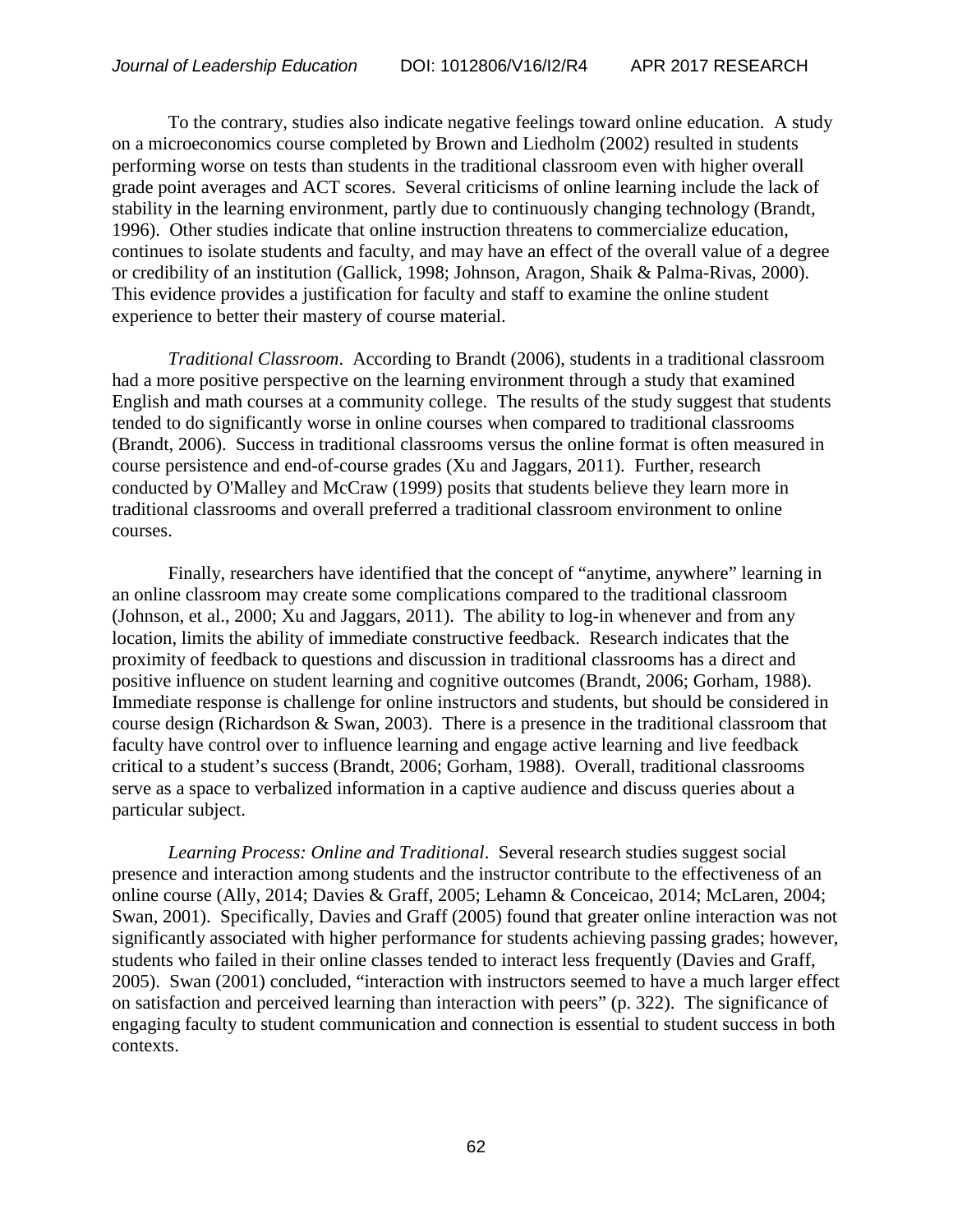To the contrary, studies also indicate negative feelings toward online education. A study on a microeconomics course completed by Brown and Liedholm (2002) resulted in students performing worse on tests than students in the traditional classroom even with higher overall grade point averages and ACT scores. Several criticisms of online learning include the lack of stability in the learning environment, partly due to continuously changing technology (Brandt, 1996). Other studies indicate that online instruction threatens to commercialize education, continues to isolate students and faculty, and may have an effect of the overall value of a degree or credibility of an institution (Gallick, 1998; Johnson, Aragon, Shaik & Palma-Rivas, 2000). This evidence provides a justification for faculty and staff to examine the online student experience to better their mastery of course material.

*Traditional Classroom*. According to Brandt (2006), students in a traditional classroom had a more positive perspective on the learning environment through a study that examined English and math courses at a community college. The results of the study suggest that students tended to do significantly worse in online courses when compared to traditional classrooms (Brandt, 2006). Success in traditional classrooms versus the online format is often measured in course persistence and end-of-course grades (Xu and Jaggars, 2011). Further, research conducted by O'Malley and McCraw (1999) posits that students believe they learn more in traditional classrooms and overall preferred a traditional classroom environment to online courses.

Finally, researchers have identified that the concept of "anytime, anywhere" learning in an online classroom may create some complications compared to the traditional classroom (Johnson, et al., 2000; Xu and Jaggars, 2011). The ability to log-in whenever and from any location, limits the ability of immediate constructive feedback. Research indicates that the proximity of feedback to questions and discussion in traditional classrooms has a direct and positive influence on student learning and cognitive outcomes (Brandt, 2006; Gorham, 1988). Immediate response is challenge for online instructors and students, but should be considered in course design (Richardson & Swan, 2003). There is a presence in the traditional classroom that faculty have control over to influence learning and engage active learning and live feedback critical to a student's success (Brandt, 2006; Gorham, 1988). Overall, traditional classrooms serve as a space to verbalized information in a captive audience and discuss queries about a particular subject.

*Learning Process: Online and Traditional*. Several research studies suggest social presence and interaction among students and the instructor contribute to the effectiveness of an online course (Ally, 2014; Davies & Graff, 2005; Lehamn & Conceicao, 2014; McLaren, 2004; Swan, 2001). Specifically, Davies and Graff (2005) found that greater online interaction was not significantly associated with higher performance for students achieving passing grades; however, students who failed in their online classes tended to interact less frequently (Davies and Graff, 2005). Swan (2001) concluded, "interaction with instructors seemed to have a much larger effect on satisfaction and perceived learning than interaction with peers" (p. 322). The significance of engaging faculty to student communication and connection is essential to student success in both contexts.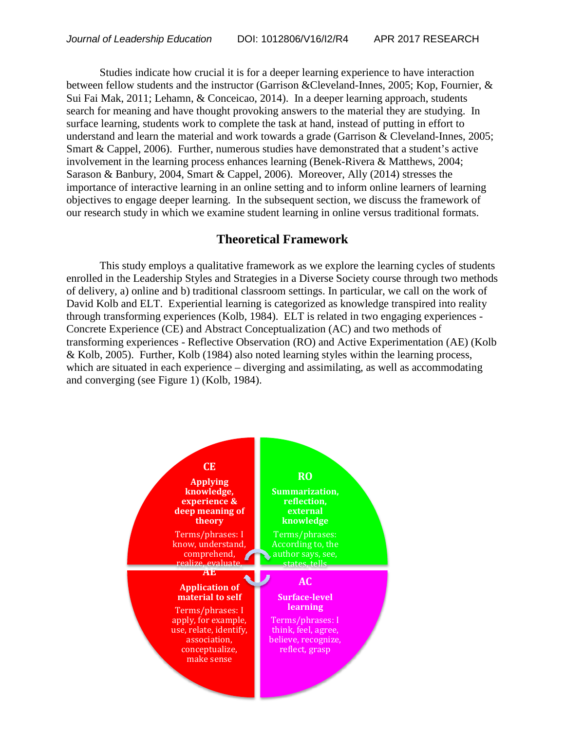Studies indicate how crucial it is for a deeper learning experience to have interaction between fellow students and the instructor (Garrison &Cleveland-Innes, 2005; Kop, Fournier, & Sui Fai Mak, 2011; Lehamn, & Conceicao, 2014). In a deeper learning approach, students search for meaning and have thought provoking answers to the material they are studying. In surface learning, students work to complete the task at hand, instead of putting in effort to understand and learn the material and work towards a grade (Garrison & Cleveland-Innes, 2005; Smart & Cappel, 2006). Further, numerous studies have demonstrated that a student's active involvement in the learning process enhances learning (Benek-Rivera & Matthews, 2004; Sarason & Banbury, 2004, Smart & Cappel, 2006). Moreover, Ally (2014) stresses the importance of interactive learning in an online setting and to inform online learners of learning objectives to engage deeper learning. In the subsequent section, we discuss the framework of our research study in which we examine student learning in online versus traditional formats.

## Theoretical Framework

This study employs a qualitative framework as we explore the learning cycles of students enrolled in the Leadership Styles and Strategies in a Diverse Society course through two methods of delivery, a) online and b) traditional classroom settings. In particular, we call on the work of David Kolb and ELT. Experiential learning is categorized as knowledge transpired into reality through transforming experiences (Kolb, 1984). ELT is related in two engaging experiences - Concrete Experience (CE) and Abstract Conceptualization (AC) and two methods of transforming experiences - Reflective Observation (RO) and Active Experimentation (AE) (Kolb & Kolb, 2005). Further, Kolb (1984) also noted learning styles within the learning process, which are situated in each experience – diverging and assimilating, as well as accommodating and converging (see Figure 1) (Kolb, 1984).

**CE**
**Applying knowledge, experience & deep meaning of theory**
Terms/phrases: I know, understand, comprehend, realize, evaluate

**RO**
**Summarization, reflection, external knowledge**
Terms/phrases: According to, the author says, see, states, tells

**AE**
**Application of material to self**
Terms/phrases: I apply, for example, use, relate, identify, association, conceptualize, make sense

**AC**
**Surface-level learning**
Terms/phrases: I think, feel, agree, believe, recognize, reflect, grasp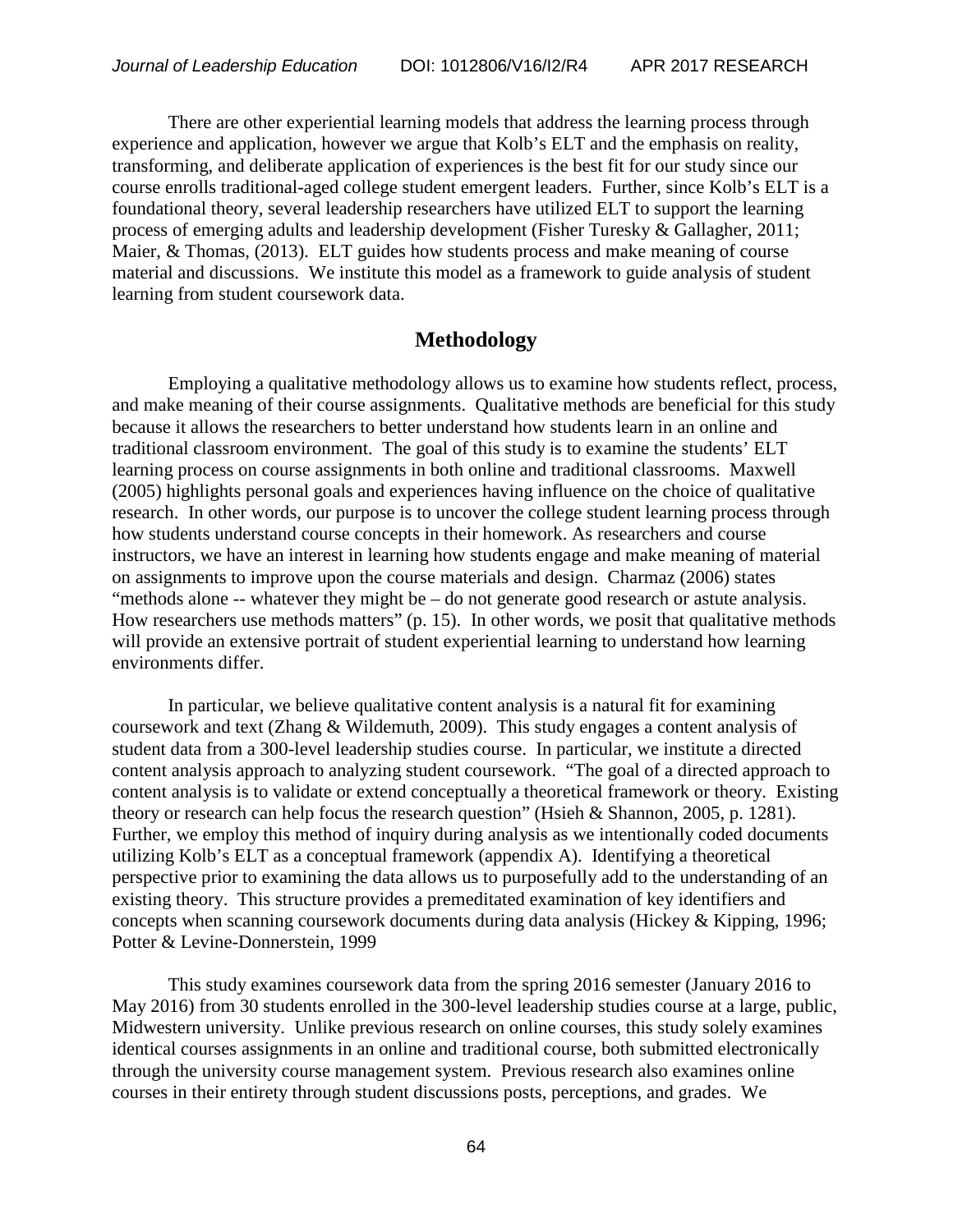There are other experiential learning models that address the learning process through experience and application, however we argue that Kolb's ELT and the emphasis on reality, transforming, and deliberate application of experiences is the best fit for our study since our course enrolls traditional-aged college student emergent leaders. Further, since Kolb's ELT is a foundational theory, several leadership researchers have utilized ELT to support the learning process of emerging adults and leadership development (Fisher Turesky & Gallagher, 2011; Maier, & Thomas, (2013). ELT guides how students process and make meaning of course material and discussions. We institute this model as a framework to guide analysis of student learning from student coursework data.

## Methodology

Employing a qualitative methodology allows us to examine how students reflect, process, and make meaning of their course assignments. Qualitative methods are beneficial for this study because it allows the researchers to better understand how students learn in an online and traditional classroom environment. The goal of this study is to examine the students' ELT learning process on course assignments in both online and traditional classrooms. Maxwell (2005) highlights personal goals and experiences having influence on the choice of qualitative research. In other words, our purpose is to uncover the college student learning process through how students understand course concepts in their homework. As researchers and course instructors, we have an interest in learning how students engage and make meaning of material on assignments to improve upon the course materials and design. Charmaz (2006) states "methods alone -- whatever they might be – do not generate good research or astute analysis. How researchers use methods matters" (p. 15). In other words, we posit that qualitative methods will provide an extensive portrait of student experiential learning to understand how learning environments differ.

In particular, we believe qualitative content analysis is a natural fit for examining coursework and text (Zhang & Wildemuth, 2009). This study engages a content analysis of student data from a 300-level leadership studies course. In particular, we institute a directed content analysis approach to analyzing student coursework. "The goal of a directed approach to content analysis is to validate or extend conceptually a theoretical framework or theory. Existing theory or research can help focus the research question" (Hsieh & Shannon, 2005, p. 1281). Further, we employ this method of inquiry during analysis as we intentionally coded documents utilizing Kolb's ELT as a conceptual framework (appendix A). Identifying a theoretical perspective prior to examining the data allows us to purposefully add to the understanding of an existing theory. This structure provides a premeditated examination of key identifiers and concepts when scanning coursework documents during data analysis (Hickey & Kipping, 1996; Potter & Levine-Donnerstein, 1999

This study examines coursework data from the spring 2016 semester (January 2016 to May 2016) from 30 students enrolled in the 300-level leadership studies course at a large, public, Midwestern university. Unlike previous research on online courses, this study solely examines identical courses assignments in an online and traditional course, both submitted electronically through the university course management system. Previous research also examines online courses in their entirety through student discussions posts, perceptions, and grades. We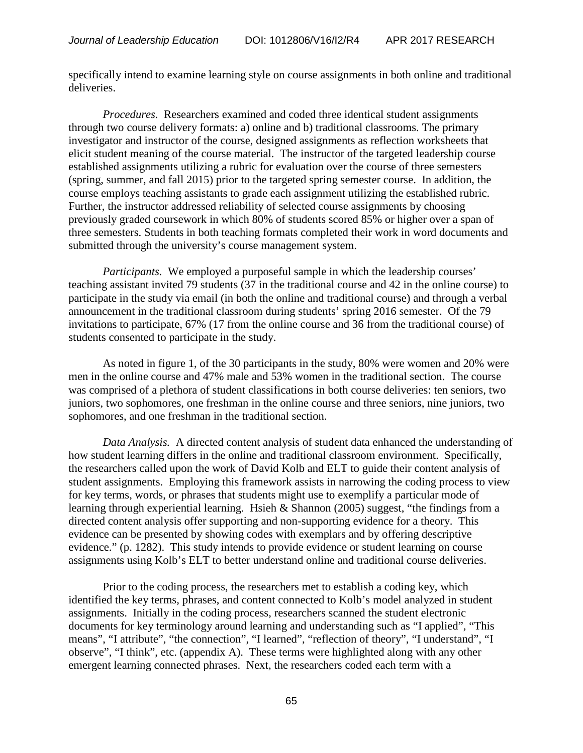specifically intend to examine learning style on course assignments in both online and traditional deliveries.

*Procedures.* Researchers examined and coded three identical student assignments through two course delivery formats: a) online and b) traditional classrooms. The primary investigator and instructor of the course, designed assignments as reflection worksheets that elicit student meaning of the course material. The instructor of the targeted leadership course established assignments utilizing a rubric for evaluation over the course of three semesters (spring, summer, and fall 2015) prior to the targeted spring semester course. In addition, the course employs teaching assistants to grade each assignment utilizing the established rubric. Further, the instructor addressed reliability of selected course assignments by choosing previously graded coursework in which 80% of students scored 85% or higher over a span of three semesters. Students in both teaching formats completed their work in word documents and submitted through the university's course management system.

*Participants.* We employed a purposeful sample in which the leadership courses' teaching assistant invited 79 students (37 in the traditional course and 42 in the online course) to participate in the study via email (in both the online and traditional course) and through a verbal announcement in the traditional classroom during students' spring 2016 semester. Of the 79 invitations to participate, 67% (17 from the online course and 36 from the traditional course) of students consented to participate in the study.

As noted in figure 1, of the 30 participants in the study, 80% were women and 20% were men in the online course and 47% male and 53% women in the traditional section. The course was comprised of a plethora of student classifications in both course deliveries: ten seniors, two juniors, two sophomores, one freshman in the online course and three seniors, nine juniors, two sophomores, and one freshman in the traditional section.

*Data Analysis.* A directed content analysis of student data enhanced the understanding of how student learning differs in the online and traditional classroom environment. Specifically, the researchers called upon the work of David Kolb and ELT to guide their content analysis of student assignments. Employing this framework assists in narrowing the coding process to view for key terms, words, or phrases that students might use to exemplify a particular mode of learning through experiential learning. Hsieh & Shannon (2005) suggest, "the findings from a directed content analysis offer supporting and non-supporting evidence for a theory. This evidence can be presented by showing codes with exemplars and by offering descriptive evidence." (p. 1282). This study intends to provide evidence or student learning on course assignments using Kolb's ELT to better understand online and traditional course deliveries.

Prior to the coding process, the researchers met to establish a coding key, which identified the key terms, phrases, and content connected to Kolb's model analyzed in student assignments. Initially in the coding process, researchers scanned the student electronic documents for key terminology around learning and understanding such as "I applied", "This means", "I attribute", "the connection", "I learned", "reflection of theory", "I understand", "I observe", "I think", etc. (appendix A). These terms were highlighted along with any other emergent learning connected phrases. Next, the researchers coded each term with a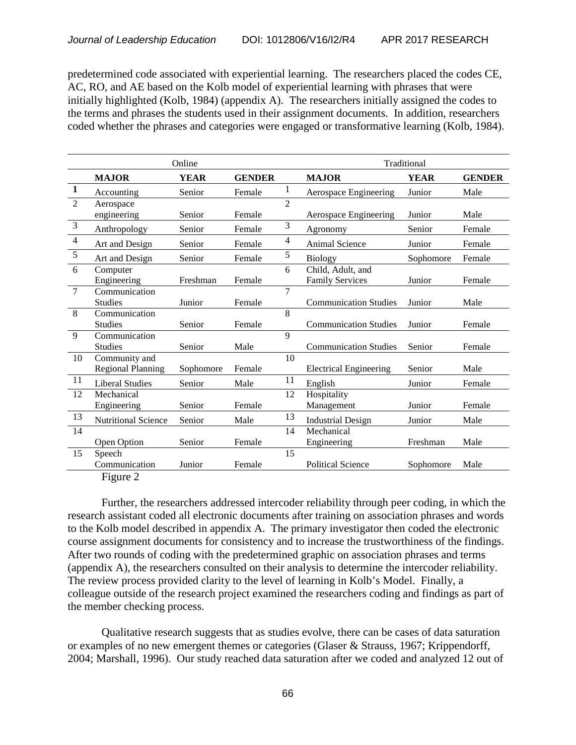predetermined code associated with experiential learning. The researchers placed the codes CE, AC, RO, and AE based on the Kolb model of experiential learning with phrases that were initially highlighted (Kolb, 1984) (appendix A). The researchers initially assigned the codes to the terms and phrases the students used in their assignment documents. In addition, researchers coded whether the phrases and categories were engaged or transformative learning (Kolb, 1984).

| | Online | | | | Traditional | | |
|---|---|---|---|---|---|---|---|
| | **MAJOR** | **YEAR** | **GENDER** | | **MAJOR** | **YEAR** | **GENDER** |
| **1** | Accounting | Senior | Female | 1 | Aerospace Engineering | Junior | Male |
| 2 | Aerospace engineering | Senior | Female | 2 | Aerospace Engineering | Junior | Male |
| 3 | Anthropology | Senior | Female | 3 | Agronomy | Senior | Female |
| 4 | Art and Design | Senior | Female | 4 | Animal Science | Junior | Female |
| 5 | Art and Design | Senior | Female | 5 | Biology | Sophomore | Female |
| 6 | Computer Engineering | Freshman | Female | 6 | Child, Adult, and Family Services | Junior | Female |
| 7 | Communication Studies | Junior | Female | 7 | Communication Studies | Junior | Male |
| 8 | Communication Studies | Senior | Female | 8 | Communication Studies | Junior | Female |
| 9 | Communication Studies | Senior | Male | 9 | Communication Studies | Senior | Female |
| 10 | Community and Regional Planning | Sophomore | Female | 10 | Electrical Engineering | Senior | Male |
| 11 | Liberal Studies | Senior | Male | 11 | English | Junior | Female |
| 12 | Mechanical Engineering | Senior | Female | 12 | Hospitality Management | Junior | Female |
| 13 | Nutritional Science | Senior | Male | 13 | Industrial Design | Junior | Male |
| 14 | Open Option | Senior | Female | 14 | Mechanical Engineering | Freshman | Male |
| 15 | Speech Communication | Junior | Female | 15 | Political Science | Sophomore | Male |

Figure 2

Further, the researchers addressed intercoder reliability through peer coding, in which the research assistant coded all electronic documents after training on association phrases and words to the Kolb model described in appendix A. The primary investigator then coded the electronic course assignment documents for consistency and to increase the trustworthiness of the findings. After two rounds of coding with the predetermined graphic on association phrases and terms (appendix A), the researchers consulted on their analysis to determine the intercoder reliability. The review process provided clarity to the level of learning in Kolb's Model. Finally, a colleague outside of the research project examined the researchers coding and findings as part of the member checking process.

Qualitative research suggests that as studies evolve, there can be cases of data saturation or examples of no new emergent themes or categories (Glaser & Strauss, 1967; Krippendorff, 2004; Marshall, 1996). Our study reached data saturation after we coded and analyzed 12 out of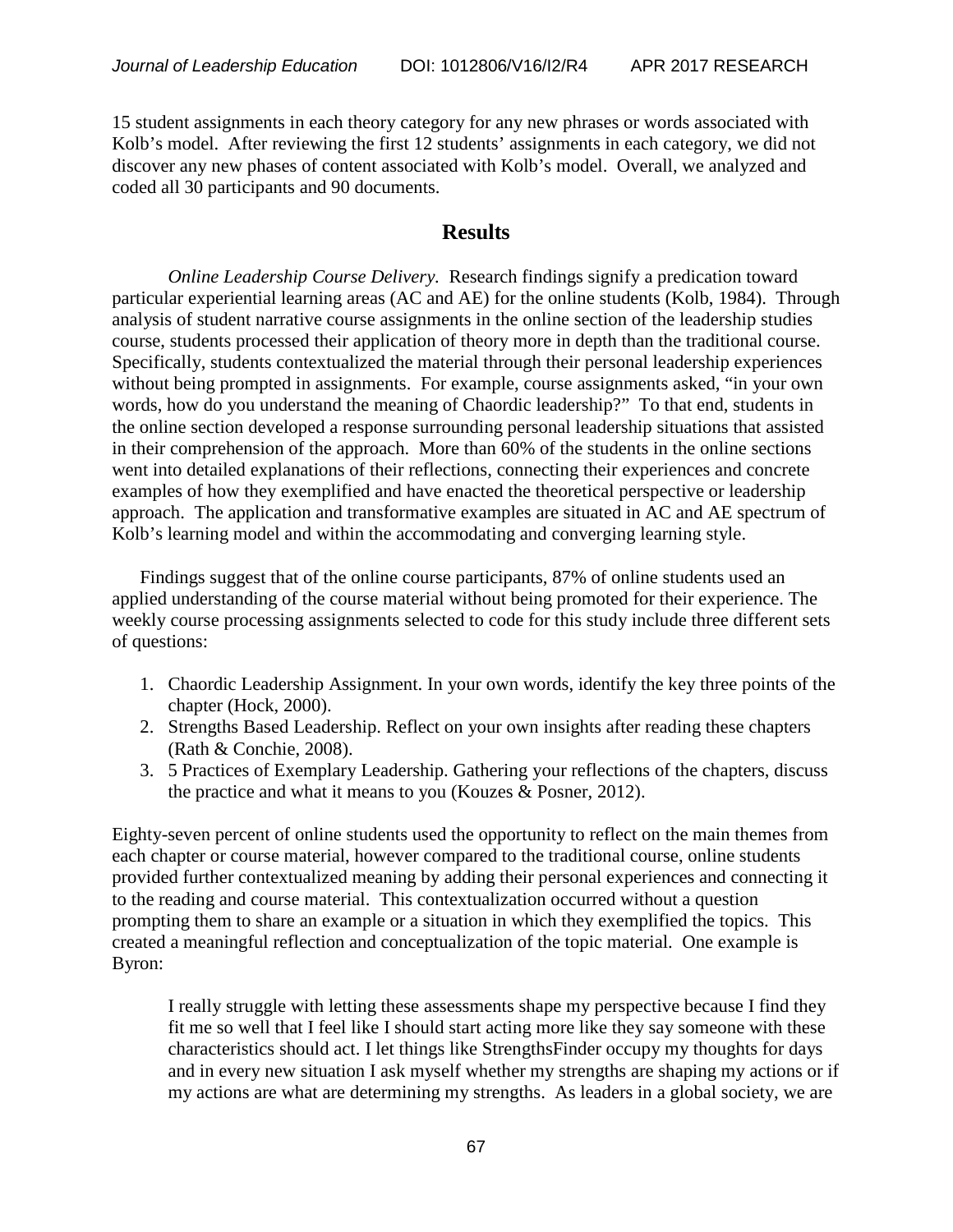15 student assignments in each theory category for any new phrases or words associated with Kolb's model. After reviewing the first 12 students' assignments in each category, we did not discover any new phases of content associated with Kolb's model. Overall, we analyzed and coded all 30 participants and 90 documents.

## Results

*Online Leadership Course Delivery.* Research findings signify a predication toward particular experiential learning areas (AC and AE) for the online students (Kolb, 1984). Through analysis of student narrative course assignments in the online section of the leadership studies course, students processed their application of theory more in depth than the traditional course. Specifically, students contextualized the material through their personal leadership experiences without being prompted in assignments. For example, course assignments asked, "in your own words, how do you understand the meaning of Chaordic leadership?" To that end, students in the online section developed a response surrounding personal leadership situations that assisted in their comprehension of the approach. More than 60% of the students in the online sections went into detailed explanations of their reflections, connecting their experiences and concrete examples of how they exemplified and have enacted the theoretical perspective or leadership approach. The application and transformative examples are situated in AC and AE spectrum of Kolb's learning model and within the accommodating and converging learning style.

Findings suggest that of the online course participants, 87% of online students used an applied understanding of the course material without being promoted for their experience. The weekly course processing assignments selected to code for this study include three different sets of questions:

1. Chaordic Leadership Assignment. In your own words, identify the key three points of the chapter (Hock, 2000).
2. Strengths Based Leadership. Reflect on your own insights after reading these chapters (Rath & Conchie, 2008).
3. 5 Practices of Exemplary Leadership. Gathering your reflections of the chapters, discuss the practice and what it means to you (Kouzes & Posner, 2012).

Eighty-seven percent of online students used the opportunity to reflect on the main themes from each chapter or course material, however compared to the traditional course, online students provided further contextualized meaning by adding their personal experiences and connecting it to the reading and course material. This contextualization occurred without a question prompting them to share an example or a situation in which they exemplified the topics. This created a meaningful reflection and conceptualization of the topic material. One example is Byron:

> I really struggle with letting these assessments shape my perspective because I find they fit me so well that I feel like I should start acting more like they say someone with these characteristics should act. I let things like StrengthsFinder occupy my thoughts for days and in every new situation I ask myself whether my strengths are shaping my actions or if my actions are what are determining my strengths. As leaders in a global society, we are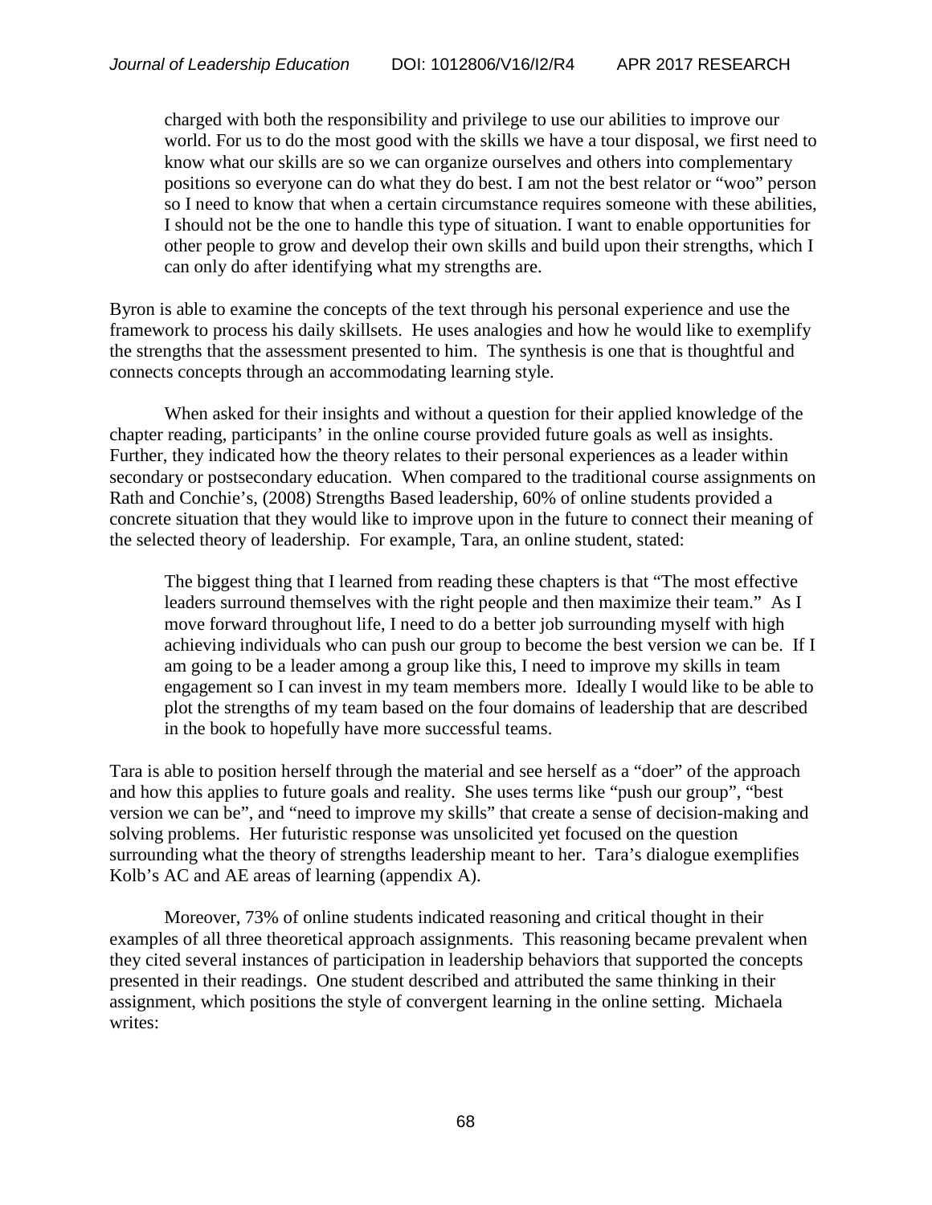> charged with both the responsibility and privilege to use our abilities to improve our world. For us to do the most good with the skills we have a tour disposal, we first need to know what our skills are so we can organize ourselves and others into complementary positions so everyone can do what they do best. I am not the best relator or "woo" person so I need to know that when a certain circumstance requires someone with these abilities, I should not be the one to handle this type of situation. I want to enable opportunities for other people to grow and develop their own skills and build upon their strengths, which I can only do after identifying what my strengths are.

Byron is able to examine the concepts of the text through his personal experience and use the framework to process his daily skillsets. He uses analogies and how he would like to exemplify the strengths that the assessment presented to him. The synthesis is one that is thoughtful and connects concepts through an accommodating learning style.

When asked for their insights and without a question for their applied knowledge of the chapter reading, participants' in the online course provided future goals as well as insights. Further, they indicated how the theory relates to their personal experiences as a leader within secondary or postsecondary education. When compared to the traditional course assignments on Rath and Conchie's, (2008) Strengths Based leadership, 60% of online students provided a concrete situation that they would like to improve upon in the future to connect their meaning of the selected theory of leadership. For example, Tara, an online student, stated:

> The biggest thing that I learned from reading these chapters is that "The most effective leaders surround themselves with the right people and then maximize their team." As I move forward throughout life, I need to do a better job surrounding myself with high achieving individuals who can push our group to become the best version we can be. If I am going to be a leader among a group like this, I need to improve my skills in team engagement so I can invest in my team members more. Ideally I would like to be able to plot the strengths of my team based on the four domains of leadership that are described in the book to hopefully have more successful teams.

Tara is able to position herself through the material and see herself as a "doer" of the approach and how this applies to future goals and reality. She uses terms like "push our group", "best version we can be", and "need to improve my skills" that create a sense of decision-making and solving problems. Her futuristic response was unsolicited yet focused on the question surrounding what the theory of strengths leadership meant to her. Tara's dialogue exemplifies Kolb's AC and AE areas of learning (appendix A).

Moreover, 73% of online students indicated reasoning and critical thought in their examples of all three theoretical approach assignments. This reasoning became prevalent when they cited several instances of participation in leadership behaviors that supported the concepts presented in their readings. One student described and attributed the same thinking in their assignment, which positions the style of convergent learning in the online setting. Michaela writes: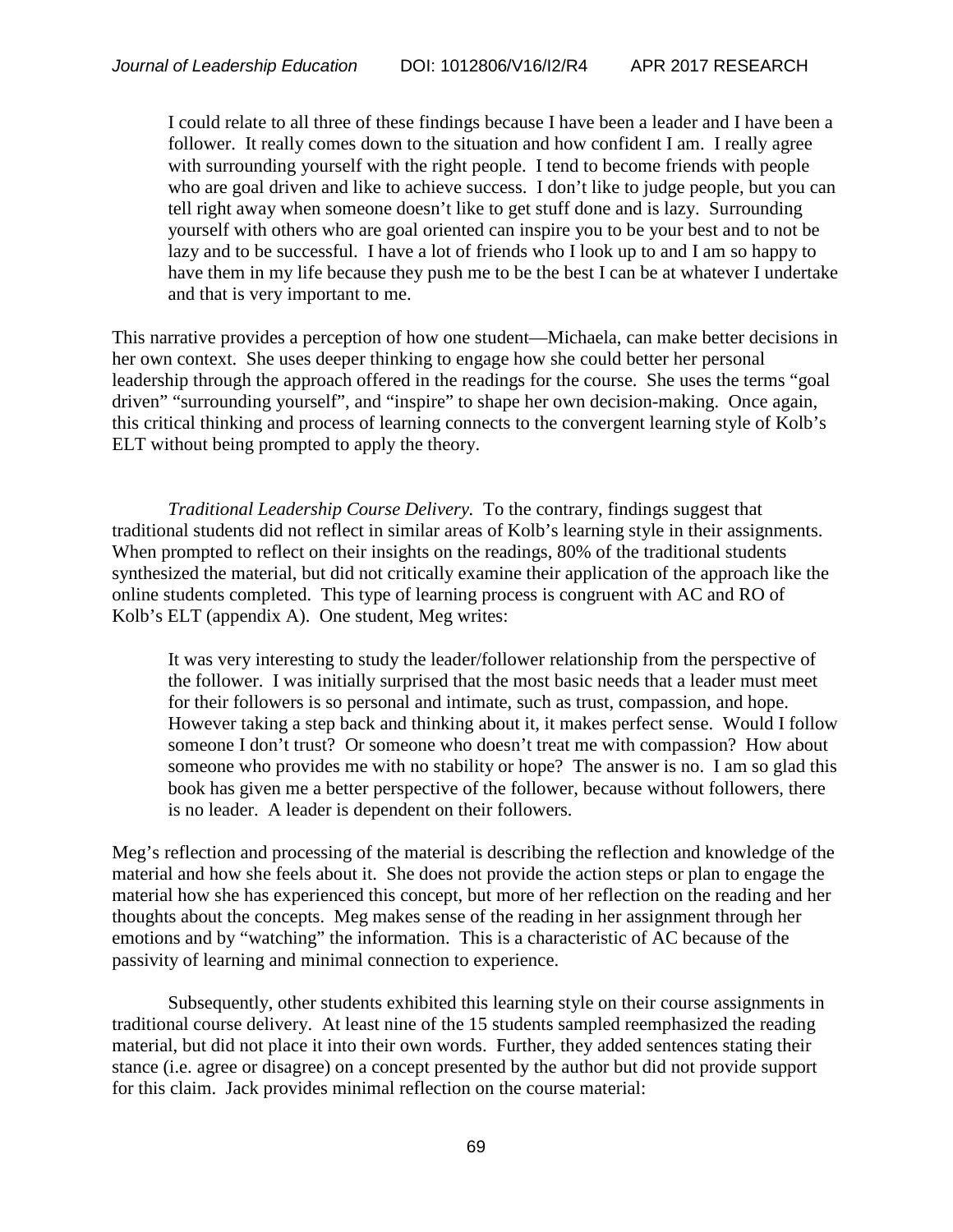> I could relate to all three of these findings because I have been a leader and I have been a follower. It really comes down to the situation and how confident I am. I really agree with surrounding yourself with the right people. I tend to become friends with people who are goal driven and like to achieve success. I don't like to judge people, but you can tell right away when someone doesn't like to get stuff done and is lazy. Surrounding yourself with others who are goal oriented can inspire you to be your best and to not be lazy and to be successful. I have a lot of friends who I look up to and I am so happy to have them in my life because they push me to be the best I can be at whatever I undertake and that is very important to me.

This narrative provides a perception of how one student—Michaela, can make better decisions in her own context. She uses deeper thinking to engage how she could better her personal leadership through the approach offered in the readings for the course. She uses the terms "goal driven" "surrounding yourself", and "inspire" to shape her own decision-making. Once again, this critical thinking and process of learning connects to the convergent learning style of Kolb's ELT without being prompted to apply the theory.

*Traditional Leadership Course Delivery.* To the contrary, findings suggest that traditional students did not reflect in similar areas of Kolb's learning style in their assignments. When prompted to reflect on their insights on the readings, 80% of the traditional students synthesized the material, but did not critically examine their application of the approach like the online students completed. This type of learning process is congruent with AC and RO of Kolb's ELT (appendix A). One student, Meg writes:

> It was very interesting to study the leader/follower relationship from the perspective of the follower. I was initially surprised that the most basic needs that a leader must meet for their followers is so personal and intimate, such as trust, compassion, and hope. However taking a step back and thinking about it, it makes perfect sense. Would I follow someone I don't trust? Or someone who doesn't treat me with compassion? How about someone who provides me with no stability or hope? The answer is no. I am so glad this book has given me a better perspective of the follower, because without followers, there is no leader. A leader is dependent on their followers.

Meg's reflection and processing of the material is describing the reflection and knowledge of the material and how she feels about it. She does not provide the action steps or plan to engage the material how she has experienced this concept, but more of her reflection on the reading and her thoughts about the concepts. Meg makes sense of the reading in her assignment through her emotions and by "watching" the information. This is a characteristic of AC because of the passivity of learning and minimal connection to experience.

Subsequently, other students exhibited this learning style on their course assignments in traditional course delivery. At least nine of the 15 students sampled reemphasized the reading material, but did not place it into their own words. Further, they added sentences stating their stance (i.e. agree or disagree) on a concept presented by the author but did not provide support for this claim. Jack provides minimal reflection on the course material: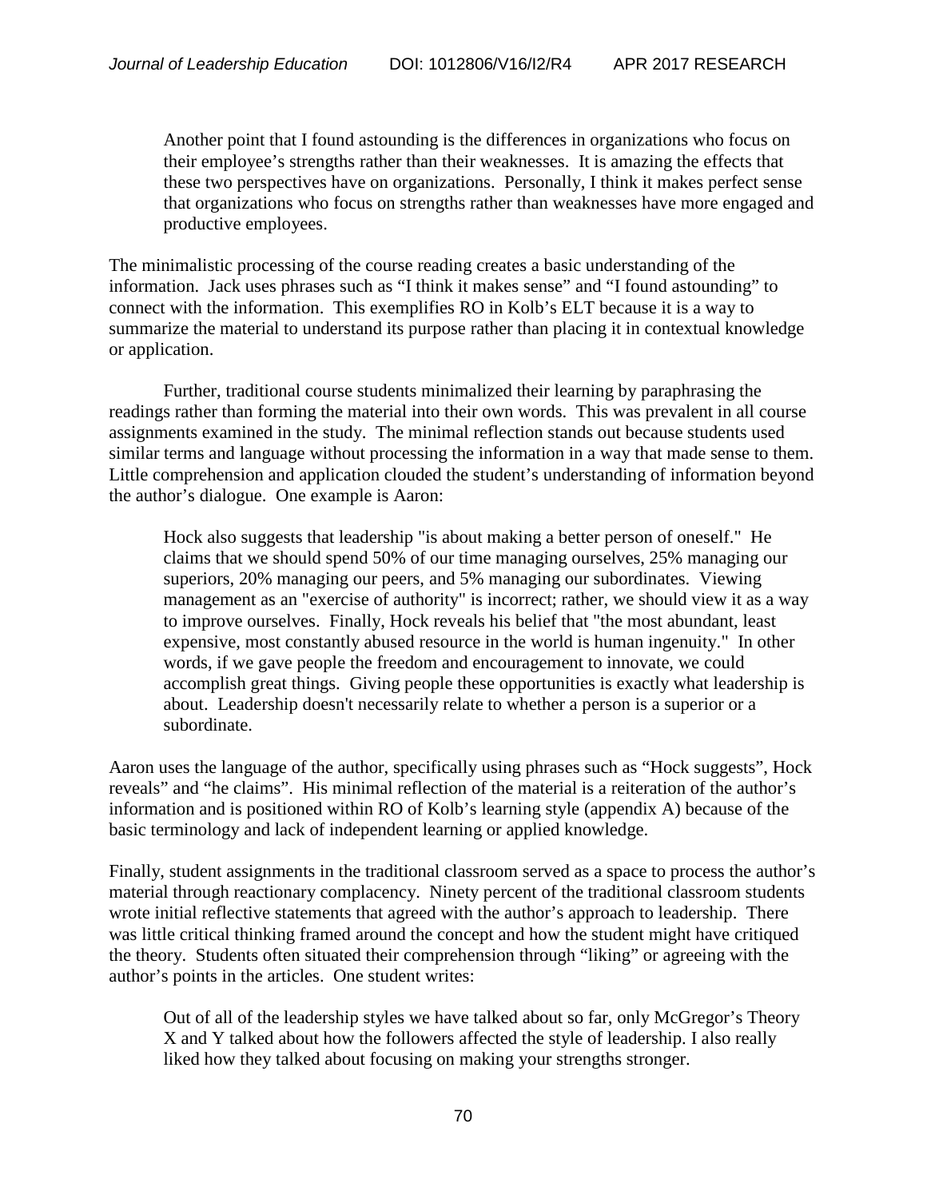> Another point that I found astounding is the differences in organizations who focus on their employee's strengths rather than their weaknesses. It is amazing the effects that these two perspectives have on organizations. Personally, I think it makes perfect sense that organizations who focus on strengths rather than weaknesses have more engaged and productive employees.

The minimalistic processing of the course reading creates a basic understanding of the information. Jack uses phrases such as "I think it makes sense" and "I found astounding" to connect with the information. This exemplifies RO in Kolb's ELT because it is a way to summarize the material to understand its purpose rather than placing it in contextual knowledge or application.

Further, traditional course students minimalized their learning by paraphrasing the readings rather than forming the material into their own words. This was prevalent in all course assignments examined in the study. The minimal reflection stands out because students used similar terms and language without processing the information in a way that made sense to them. Little comprehension and application clouded the student's understanding of information beyond the author's dialogue. One example is Aaron:

> Hock also suggests that leadership "is about making a better person of oneself." He claims that we should spend 50% of our time managing ourselves, 25% managing our superiors, 20% managing our peers, and 5% managing our subordinates. Viewing management as an "exercise of authority" is incorrect; rather, we should view it as a way to improve ourselves. Finally, Hock reveals his belief that "the most abundant, least expensive, most constantly abused resource in the world is human ingenuity." In other words, if we gave people the freedom and encouragement to innovate, we could accomplish great things. Giving people these opportunities is exactly what leadership is about. Leadership doesn't necessarily relate to whether a person is a superior or a subordinate.

Aaron uses the language of the author, specifically using phrases such as "Hock suggests", Hock reveals" and "he claims". His minimal reflection of the material is a reiteration of the author's information and is positioned within RO of Kolb's learning style (appendix A) because of the basic terminology and lack of independent learning or applied knowledge.

Finally, student assignments in the traditional classroom served as a space to process the author's material through reactionary complacency. Ninety percent of the traditional classroom students wrote initial reflective statements that agreed with the author's approach to leadership. There was little critical thinking framed around the concept and how the student might have critiqued the theory. Students often situated their comprehension through "liking" or agreeing with the author's points in the articles. One student writes:

> Out of all of the leadership styles we have talked about so far, only McGregor's Theory X and Y talked about how the followers affected the style of leadership. I also really liked how they talked about focusing on making your strengths stronger.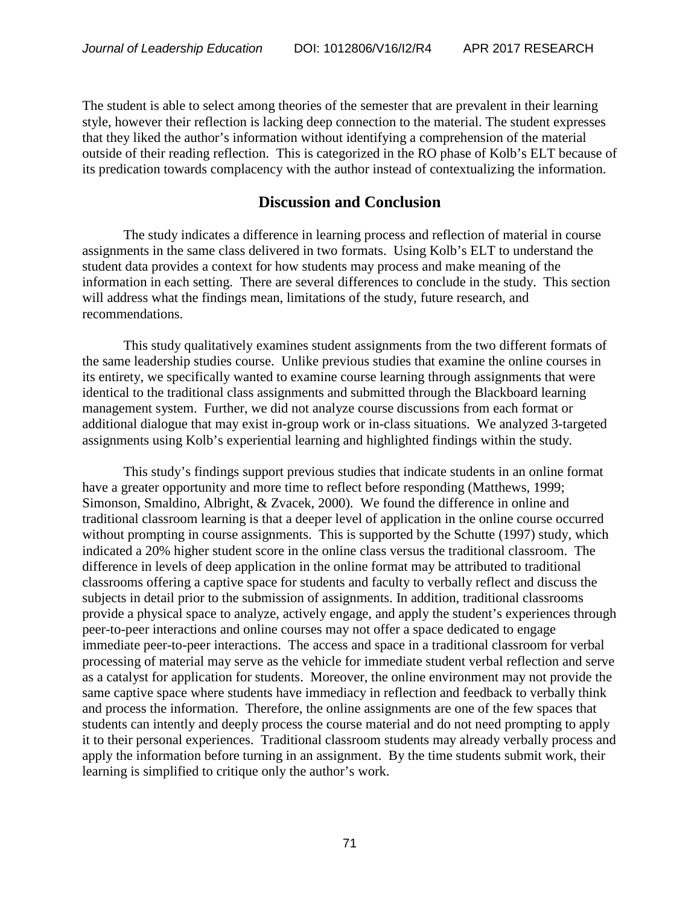The student is able to select among theories of the semester that are prevalent in their learning style, however their reflection is lacking deep connection to the material. The student expresses that they liked the author's information without identifying a comprehension of the material outside of their reading reflection. This is categorized in the RO phase of Kolb's ELT because of its predication towards complacency with the author instead of contextualizing the information.

## Discussion and Conclusion

The study indicates a difference in learning process and reflection of material in course assignments in the same class delivered in two formats. Using Kolb's ELT to understand the student data provides a context for how students may process and make meaning of the information in each setting. There are several differences to conclude in the study. This section will address what the findings mean, limitations of the study, future research, and recommendations.

This study qualitatively examines student assignments from the two different formats of the same leadership studies course. Unlike previous studies that examine the online courses in its entirety, we specifically wanted to examine course learning through assignments that were identical to the traditional class assignments and submitted through the Blackboard learning management system. Further, we did not analyze course discussions from each format or additional dialogue that may exist in-group work or in-class situations. We analyzed 3-targeted assignments using Kolb's experiential learning and highlighted findings within the study.

This study's findings support previous studies that indicate students in an online format have a greater opportunity and more time to reflect before responding (Matthews, 1999; Simonson, Smaldino, Albright, & Zvacek, 2000). We found the difference in online and traditional classroom learning is that a deeper level of application in the online course occurred without prompting in course assignments. This is supported by the Schutte (1997) study, which indicated a 20% higher student score in the online class versus the traditional classroom. The difference in levels of deep application in the online format may be attributed to traditional classrooms offering a captive space for students and faculty to verbally reflect and discuss the subjects in detail prior to the submission of assignments. In addition, traditional classrooms provide a physical space to analyze, actively engage, and apply the student's experiences through peer-to-peer interactions and online courses may not offer a space dedicated to engage immediate peer-to-peer interactions. The access and space in a traditional classroom for verbal processing of material may serve as the vehicle for immediate student verbal reflection and serve as a catalyst for application for students. Moreover, the online environment may not provide the same captive space where students have immediacy in reflection and feedback to verbally think and process the information. Therefore, the online assignments are one of the few spaces that students can intently and deeply process the course material and do not need prompting to apply it to their personal experiences. Traditional classroom students may already verbally process and apply the information before turning in an assignment. By the time students submit work, their learning is simplified to critique only the author's work.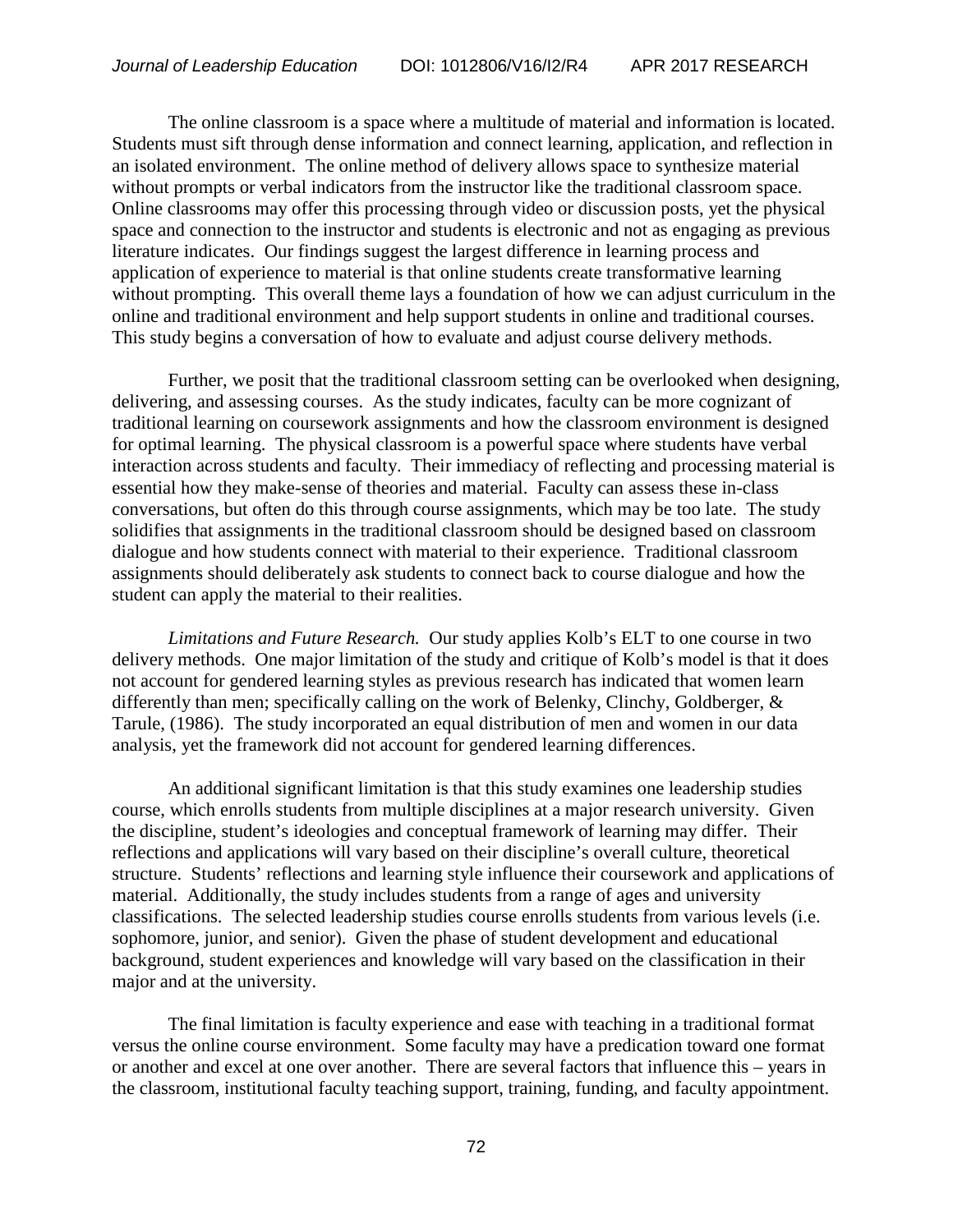The online classroom is a space where a multitude of material and information is located. Students must sift through dense information and connect learning, application, and reflection in an isolated environment. The online method of delivery allows space to synthesize material without prompts or verbal indicators from the instructor like the traditional classroom space. Online classrooms may offer this processing through video or discussion posts, yet the physical space and connection to the instructor and students is electronic and not as engaging as previous literature indicates. Our findings suggest the largest difference in learning process and application of experience to material is that online students create transformative learning without prompting. This overall theme lays a foundation of how we can adjust curriculum in the online and traditional environment and help support students in online and traditional courses. This study begins a conversation of how to evaluate and adjust course delivery methods.

Further, we posit that the traditional classroom setting can be overlooked when designing, delivering, and assessing courses. As the study indicates, faculty can be more cognizant of traditional learning on coursework assignments and how the classroom environment is designed for optimal learning. The physical classroom is a powerful space where students have verbal interaction across students and faculty. Their immediacy of reflecting and processing material is essential how they make-sense of theories and material. Faculty can assess these in-class conversations, but often do this through course assignments, which may be too late. The study solidifies that assignments in the traditional classroom should be designed based on classroom dialogue and how students connect with material to their experience. Traditional classroom assignments should deliberately ask students to connect back to course dialogue and how the student can apply the material to their realities.

*Limitations and Future Research.* Our study applies Kolb's ELT to one course in two delivery methods. One major limitation of the study and critique of Kolb's model is that it does not account for gendered learning styles as previous research has indicated that women learn differently than men; specifically calling on the work of Belenky, Clinchy, Goldberger, & Tarule, (1986). The study incorporated an equal distribution of men and women in our data analysis, yet the framework did not account for gendered learning differences.

An additional significant limitation is that this study examines one leadership studies course, which enrolls students from multiple disciplines at a major research university. Given the discipline, student's ideologies and conceptual framework of learning may differ. Their reflections and applications will vary based on their discipline's overall culture, theoretical structure. Students' reflections and learning style influence their coursework and applications of material. Additionally, the study includes students from a range of ages and university classifications. The selected leadership studies course enrolls students from various levels (i.e. sophomore, junior, and senior). Given the phase of student development and educational background, student experiences and knowledge will vary based on the classification in their major and at the university.

The final limitation is faculty experience and ease with teaching in a traditional format versus the online course environment. Some faculty may have a predication toward one format or another and excel at one over another. There are several factors that influence this – years in the classroom, institutional faculty teaching support, training, funding, and faculty appointment.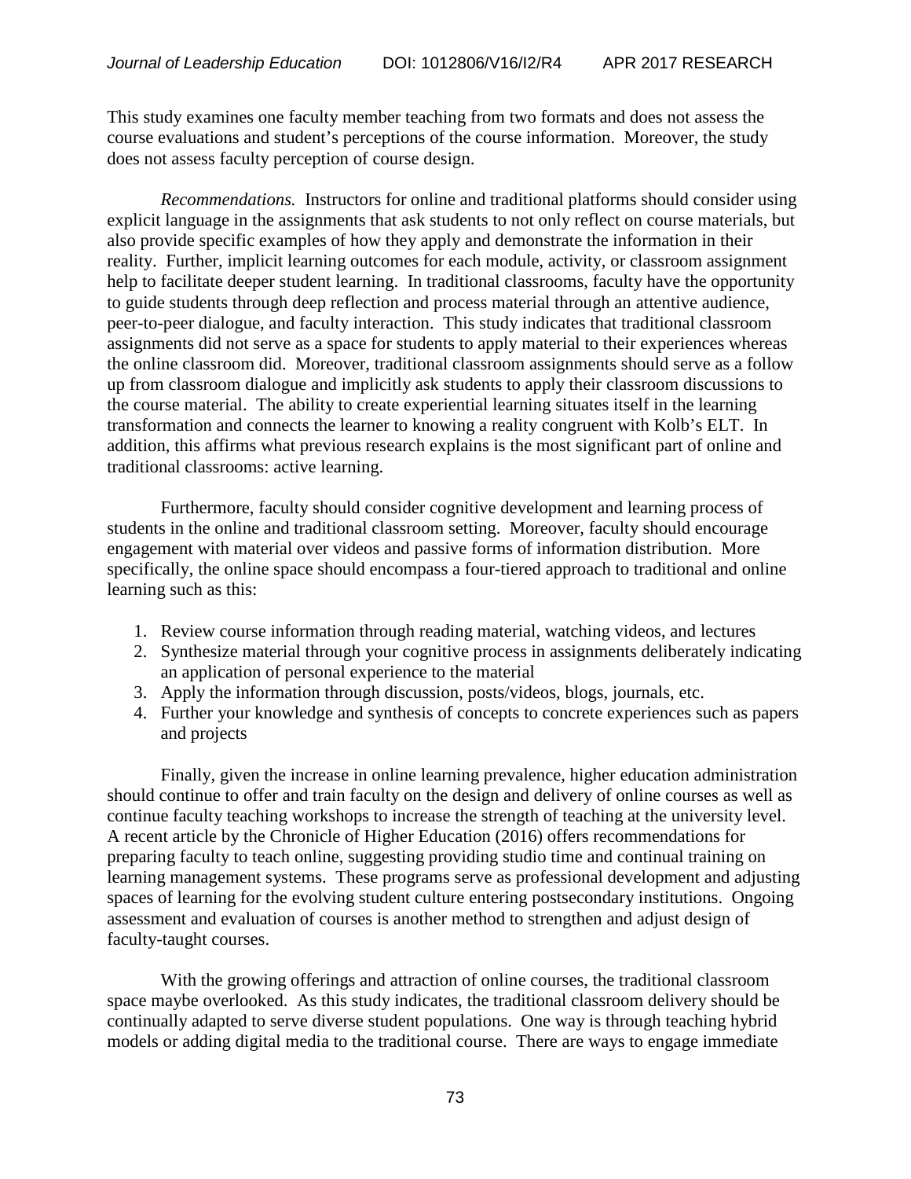This study examines one faculty member teaching from two formats and does not assess the course evaluations and student's perceptions of the course information. Moreover, the study does not assess faculty perception of course design.

*Recommendations.* Instructors for online and traditional platforms should consider using explicit language in the assignments that ask students to not only reflect on course materials, but also provide specific examples of how they apply and demonstrate the information in their reality. Further, implicit learning outcomes for each module, activity, or classroom assignment help to facilitate deeper student learning. In traditional classrooms, faculty have the opportunity to guide students through deep reflection and process material through an attentive audience, peer-to-peer dialogue, and faculty interaction. This study indicates that traditional classroom assignments did not serve as a space for students to apply material to their experiences whereas the online classroom did. Moreover, traditional classroom assignments should serve as a follow up from classroom dialogue and implicitly ask students to apply their classroom discussions to the course material. The ability to create experiential learning situates itself in the learning transformation and connects the learner to knowing a reality congruent with Kolb's ELT. In addition, this affirms what previous research explains is the most significant part of online and traditional classrooms: active learning.

Furthermore, faculty should consider cognitive development and learning process of students in the online and traditional classroom setting. Moreover, faculty should encourage engagement with material over videos and passive forms of information distribution. More specifically, the online space should encompass a four-tiered approach to traditional and online learning such as this:

1. Review course information through reading material, watching videos, and lectures
2. Synthesize material through your cognitive process in assignments deliberately indicating an application of personal experience to the material
3. Apply the information through discussion, posts/videos, blogs, journals, etc.
4. Further your knowledge and synthesis of concepts to concrete experiences such as papers and projects

Finally, given the increase in online learning prevalence, higher education administration should continue to offer and train faculty on the design and delivery of online courses as well as continue faculty teaching workshops to increase the strength of teaching at the university level. A recent article by the Chronicle of Higher Education (2016) offers recommendations for preparing faculty to teach online, suggesting providing studio time and continual training on learning management systems. These programs serve as professional development and adjusting spaces of learning for the evolving student culture entering postsecondary institutions. Ongoing assessment and evaluation of courses is another method to strengthen and adjust design of faculty-taught courses.

With the growing offerings and attraction of online courses, the traditional classroom space maybe overlooked. As this study indicates, the traditional classroom delivery should be continually adapted to serve diverse student populations. One way is through teaching hybrid models or adding digital media to the traditional course. There are ways to engage immediate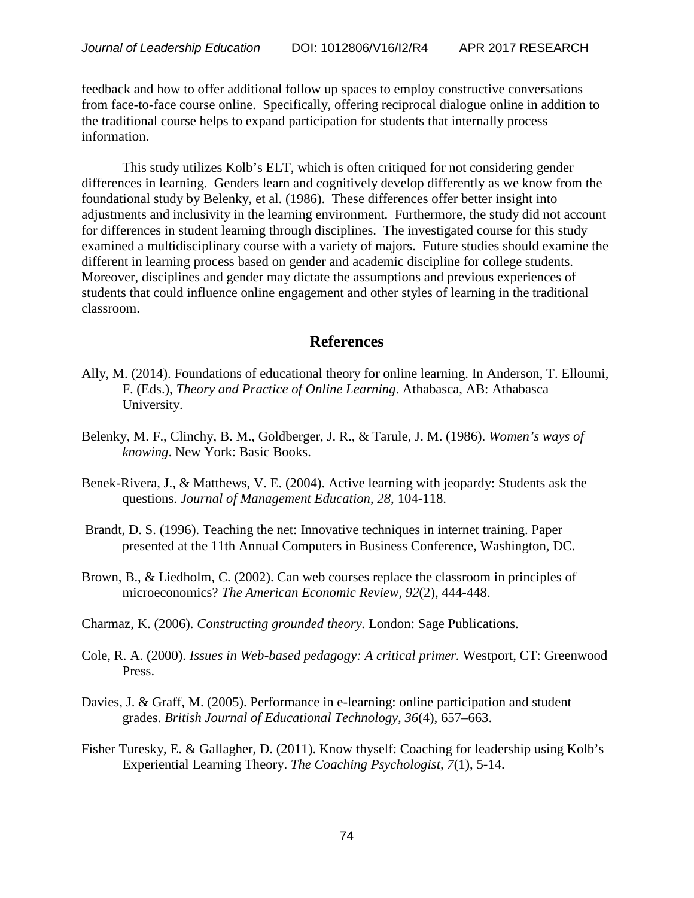feedback and how to offer additional follow up spaces to employ constructive conversations from face-to-face course online. Specifically, offering reciprocal dialogue online in addition to the traditional course helps to expand participation for students that internally process information.

This study utilizes Kolb's ELT, which is often critiqued for not considering gender differences in learning. Genders learn and cognitively develop differently as we know from the foundational study by Belenky, et al. (1986). These differences offer better insight into adjustments and inclusivity in the learning environment. Furthermore, the study did not account for differences in student learning through disciplines. The investigated course for this study examined a multidisciplinary course with a variety of majors. Future studies should examine the different in learning process based on gender and academic discipline for college students. Moreover, disciplines and gender may dictate the assumptions and previous experiences of students that could influence online engagement and other styles of learning in the traditional classroom.

## References

Ally, M. (2014). Foundations of educational theory for online learning. In Anderson, T. Elloumi, F. (Eds.), *Theory and Practice of Online Learning*. Athabasca, AB: Athabasca University.

Belenky, M. F., Clinchy, B. M., Goldberger, J. R., & Tarule, J. M. (1986). *Women's ways of knowing*. New York: Basic Books.

Benek-Rivera, J., & Matthews, V. E. (2004). Active learning with jeopardy: Students ask the questions. *Journal of Management Education, 28*, 104-118.

Brandt, D. S. (1996). Teaching the net: Innovative techniques in internet training. Paper presented at the 11th Annual Computers in Business Conference, Washington, DC.

Brown, B., & Liedholm, C. (2002). Can web courses replace the classroom in principles of microeconomics? *The American Economic Review, 92*(2), 444-448.

Charmaz, K. (2006). *Constructing grounded theory.* London: Sage Publications.

Cole, R. A. (2000). *Issues in Web-based pedagogy: A critical primer.* Westport, CT: Greenwood Press.

Davies, J. & Graff, M. (2005). Performance in e-learning: online participation and student grades. *British Journal of Educational Technology, 36*(4), 657–663.

Fisher Turesky, E. & Gallagher, D. (2011). Know thyself: Coaching for leadership using Kolb's Experiential Learning Theory. *The Coaching Psychologist, 7*(1), 5-14.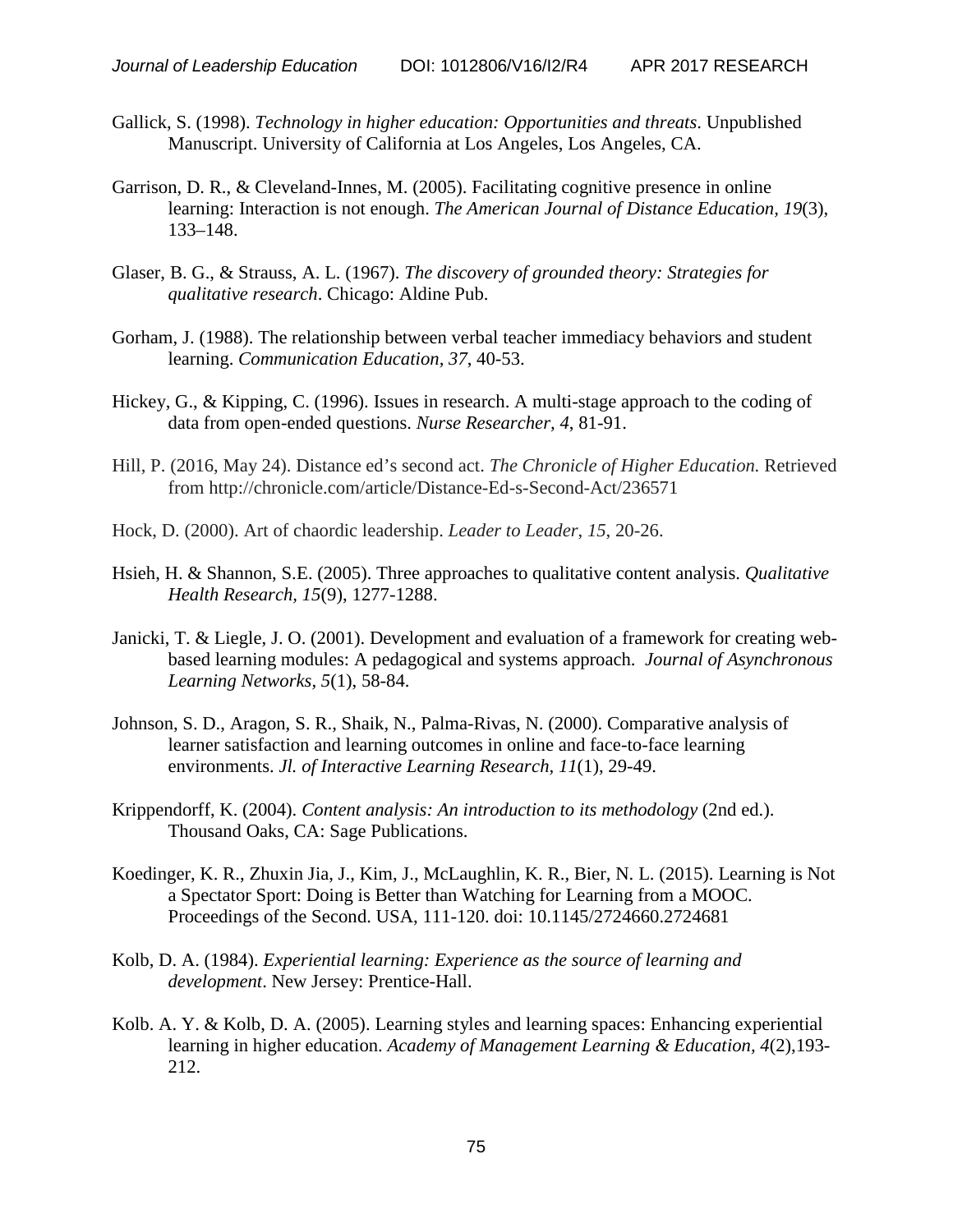Gallick, S. (1998). *Technology in higher education: Opportunities and threats*. Unpublished Manuscript. University of California at Los Angeles, Los Angeles, CA.

Garrison, D. R., & Cleveland-Innes, M. (2005). Facilitating cognitive presence in online learning: Interaction is not enough. *The American Journal of Distance Education, 19*(3), 133–148.

Glaser, B. G., & Strauss, A. L. (1967). *The discovery of grounded theory: Strategies for qualitative research*. Chicago: Aldine Pub.

Gorham, J. (1988). The relationship between verbal teacher immediacy behaviors and student learning. *Communication Education, 37*, 40-53.

Hickey, G., & Kipping, C. (1996). Issues in research. A multi-stage approach to the coding of data from open-ended questions. *Nurse Researcher, 4*, 81-91.

Hill, P. (2016, May 24). Distance ed's second act. *The Chronicle of Higher Education.* Retrieved from http://chronicle.com/article/Distance-Ed-s-Second-Act/236571

Hock, D. (2000). Art of chaordic leadership. *Leader to Leader, 15*, 20-26.

Hsieh, H. & Shannon, S.E. (2005). Three approaches to qualitative content analysis. *Qualitative Health Research, 15*(9), 1277-1288.

Janicki, T. & Liegle, J. O. (2001). Development and evaluation of a framework for creating web-based learning modules: A pedagogical and systems approach. *Journal of Asynchronous Learning Networks, 5*(1), 58-84.

Johnson, S. D., Aragon, S. R., Shaik, N., Palma-Rivas, N. (2000). Comparative analysis of learner satisfaction and learning outcomes in online and face-to-face learning environments. *Jl. of Interactive Learning Research, 11*(1), 29-49.

Krippendorff, K. (2004). *Content analysis: An introduction to its methodology* (2nd ed.). Thousand Oaks, CA: Sage Publications.

Koedinger, K. R., Zhuxin Jia, J., Kim, J., McLaughlin, K. R., Bier, N. L. (2015). Learning is Not a Spectator Sport: Doing is Better than Watching for Learning from a MOOC. Proceedings of the Second. USA, 111-120. doi: 10.1145/2724660.2724681

Kolb, D. A. (1984). *Experiential learning: Experience as the source of learning and development*. New Jersey: Prentice-Hall.

Kolb. A. Y. & Kolb, D. A. (2005). Learning styles and learning spaces: Enhancing experiential learning in higher education. *Academy of Management Learning & Education, 4*(2),193-212.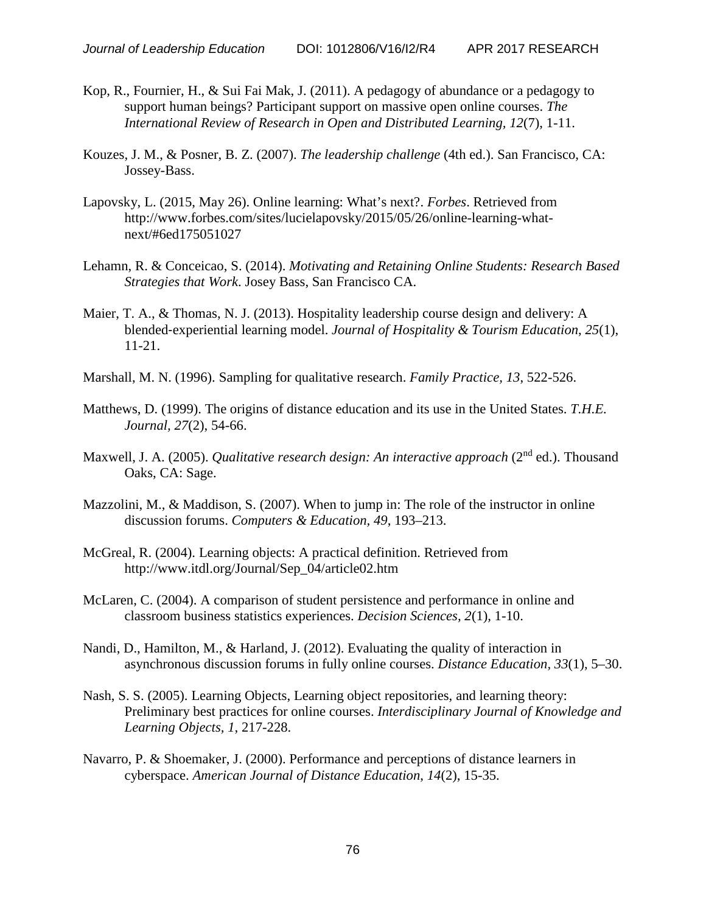Kop, R., Fournier, H., & Sui Fai Mak, J. (2011). A pedagogy of abundance or a pedagogy to support human beings? Participant support on massive open online courses. *The International Review of Research in Open and Distributed Learning, 12*(7), 1-11.

Kouzes, J. M., & Posner, B. Z. (2007). *The leadership challenge* (4th ed.). San Francisco, CA: Jossey-Bass.

Lapovsky, L. (2015, May 26). Online learning: What's next?. *Forbes*. Retrieved from http://www.forbes.com/sites/lucielapovsky/2015/05/26/online-learning-what-next/#6ed175051027

Lehamn, R. & Conceicao, S. (2014). *Motivating and Retaining Online Students: Research Based Strategies that Work*. Josey Bass, San Francisco CA.

Maier, T. A., & Thomas, N. J. (2013). Hospitality leadership course design and delivery: A blended-experiential learning model. *Journal of Hospitality & Tourism Education, 25*(1), 11-21.

Marshall, M. N. (1996). Sampling for qualitative research. *Family Practice, 13*, 522-526.

Matthews, D. (1999). The origins of distance education and its use in the United States. *T.H.E. Journal, 27*(2), 54-66.

Maxwell, J. A. (2005). *Qualitative research design: An interactive approach* (2nd ed.). Thousand Oaks, CA: Sage.

Mazzolini, M., & Maddison, S. (2007). When to jump in: The role of the instructor in online discussion forums. *Computers & Education, 49*, 193–213.

McGreal, R. (2004). Learning objects: A practical definition. Retrieved from http://www.itdl.org/Journal/Sep_04/article02.htm

McLaren, C. (2004). A comparison of student persistence and performance in online and classroom business statistics experiences. *Decision Sciences, 2*(1), 1-10.

Nandi, D., Hamilton, M., & Harland, J. (2012). Evaluating the quality of interaction in asynchronous discussion forums in fully online courses. *Distance Education, 33*(1), 5–30.

Nash, S. S. (2005). Learning Objects, Learning object repositories, and learning theory: Preliminary best practices for online courses. *Interdisciplinary Journal of Knowledge and Learning Objects, 1*, 217-228.

Navarro, P. & Shoemaker, J. (2000). Performance and perceptions of distance learners in cyberspace. *American Journal of Distance Education, 14*(2), 15-35.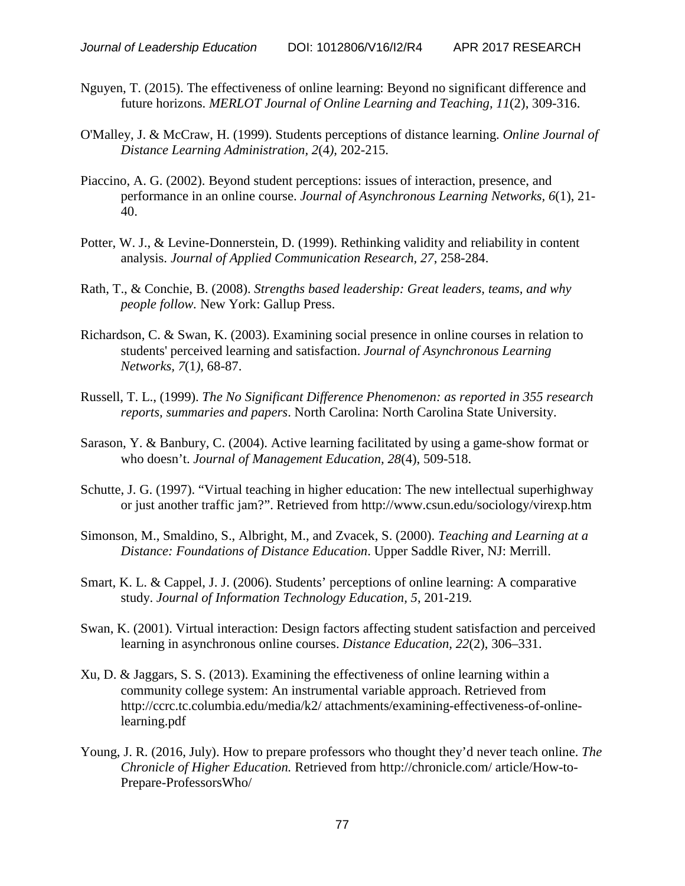Nguyen, T. (2015). The effectiveness of online learning: Beyond no significant difference and future horizons. *MERLOT Journal of Online Learning and Teaching, 11*(2), 309-316.

O'Malley, J. & McCraw, H. (1999). Students perceptions of distance learning. *Online Journal of Distance Learning Administration, 2*(4), 202-215.

Piaccino, A. G. (2002). Beyond student perceptions: issues of interaction, presence, and performance in an online course. *Journal of Asynchronous Learning Networks, 6*(1), 21-40.

Potter, W. J., & Levine-Donnerstein, D. (1999). Rethinking validity and reliability in content analysis. *Journal of Applied Communication Research, 27*, 258-284.

Rath, T., & Conchie, B. (2008). *Strengths based leadership: Great leaders, teams, and why people follow.* New York: Gallup Press.

Richardson, C. & Swan, K. (2003). Examining social presence in online courses in relation to students' perceived learning and satisfaction. *Journal of Asynchronous Learning Networks, 7*(1), 68-87.

Russell, T. L., (1999). *The No Significant Difference Phenomenon: as reported in 355 research reports, summaries and papers*. North Carolina: North Carolina State University.

Sarason, Y. & Banbury, C. (2004). Active learning facilitated by using a game-show format or who doesn't. *Journal of Management Education, 28*(4), 509-518.

Schutte, J. G. (1997). "Virtual teaching in higher education: The new intellectual superhighway or just another traffic jam?". Retrieved from http://www.csun.edu/sociology/virexp.htm

Simonson, M., Smaldino, S., Albright, M., and Zvacek, S. (2000). *Teaching and Learning at a Distance: Foundations of Distance Education*. Upper Saddle River, NJ: Merrill.

Smart, K. L. & Cappel, J. J. (2006). Students' perceptions of online learning: A comparative study. *Journal of Information Technology Education, 5*, 201-219.

Swan, K. (2001). Virtual interaction: Design factors affecting student satisfaction and perceived learning in asynchronous online courses. *Distance Education, 22*(2), 306–331.

Xu, D. & Jaggars, S. S. (2013). Examining the effectiveness of online learning within a community college system: An instrumental variable approach. Retrieved from http://ccrc.tc.columbia.edu/media/k2/ attachments/examining-effectiveness-of-online-learning.pdf

Young, J. R. (2016, July). How to prepare professors who thought they'd never teach online. *The Chronicle of Higher Education.* Retrieved from http://chronicle.com/ article/How-to-Prepare-ProfessorsWho/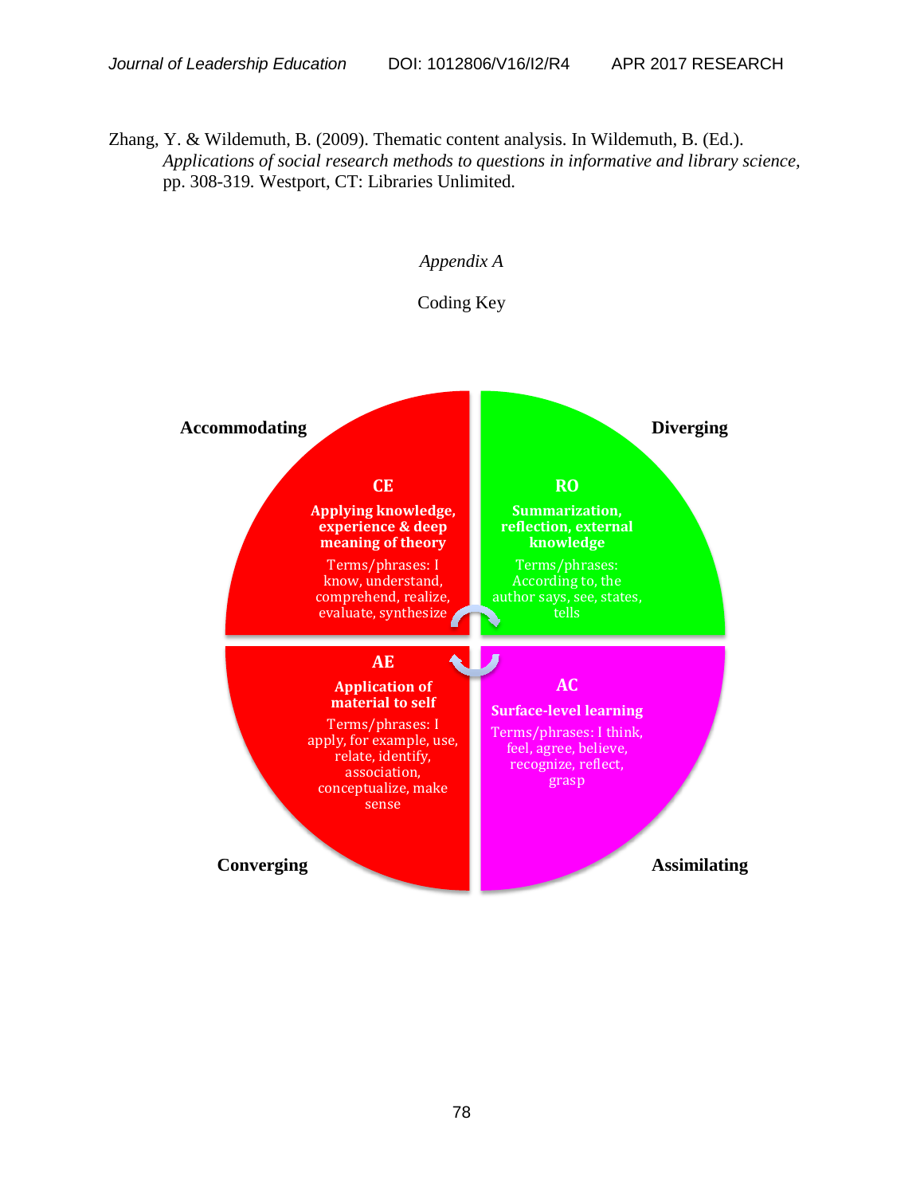Zhang, Y. & Wildemuth, B. (2009). Thematic content analysis. In Wildemuth, B. (Ed.). *Applications of social research methods to questions in informative and library science*, pp. 308-319. Westport, CT: Libraries Unlimited.

*Appendix A*

Coding Key

**Accommodating**

**CE**

**Applying knowledge, experience & deep meaning of theory**

Terms/phrases: I know, understand, comprehend, realize, evaluate, synthesize

**Diverging**

**RO**

**Summarization, reflection, external knowledge**

Terms/phrases: According to, the author says, see, states, tells

**Converging**

**AE**

**Application of material to self**

Terms/phrases: I apply, for example, use, relate, identify, association, conceptualize, make sense

**Assimilating**

**AC**

**Surface-level learning**

Terms/phrases: I think, feel, agree, believe, recognize, reflect, grasp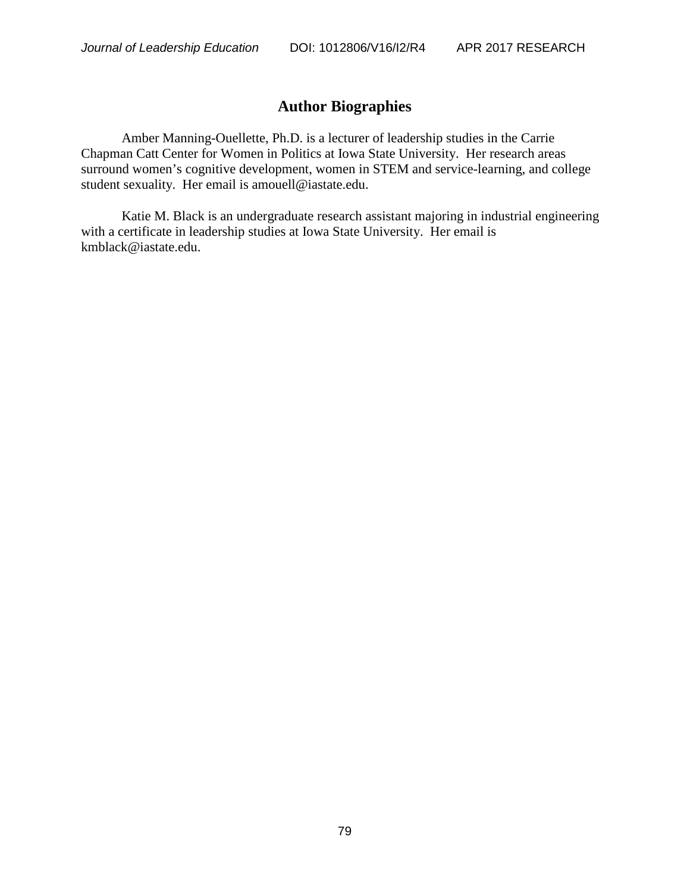## Author Biographies

Amber Manning-Ouellette, Ph.D. is a lecturer of leadership studies in the Carrie Chapman Catt Center for Women in Politics at Iowa State University. Her research areas surround women's cognitive development, women in STEM and service-learning, and college student sexuality. Her email is amouell@iastate.edu.

Katie M. Black is an undergraduate research assistant majoring in industrial engineering with a certificate in leadership studies at Iowa State University. Her email is kmblack@iastate.edu.